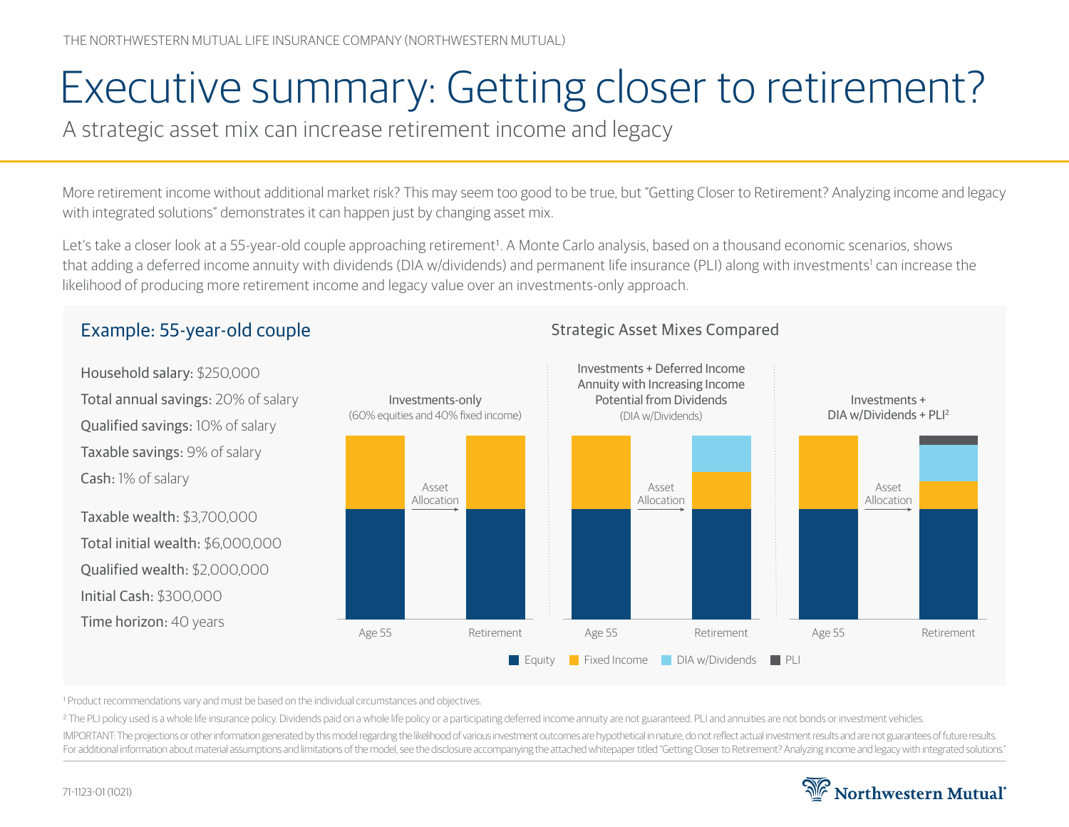THE NORTHWESTERN MUTUAL LIFE INSURANCE COMPANY (NORTHWESTERN MUTUAL)

# Executive summary: Getting closer to retirement?

## A strategic asset mix can increase retirement income and legacy

More retirement income without additional market risk? This may seem too good to be true, but "Getting Closer to Retirement? Analyzing income and legacy with integrated solutions" demonstrates it can happen just by changing asset mix.

Let's take a closer look at a 55-year-old couple approaching retirement[1]. A Monte Carlo analysis, based on a thousand economic scenarios, shows that adding a deferred income annuity with dividends (DIA w/dividends) and permanent life insurance (PLI) along with investments[1] can increase the likelihood of producing more retirement income and legacy value over an investments-only approach.

### Example: 55-year-old couple

**Household salary:** $250,000
**Total annual savings:** 20% of salary
**Qualified savings:** 10% of salary
**Taxable savings:** 9% of salary
**Cash:** 1% of salary

**Taxable wealth:** $3,700,000
**Total initial wealth:** $6,000,000
**Qualified wealth:** $2,000,000
**Initial Cash:** $300,000
**Time horizon:** 40 years

### Strategic Asset Mixes Compared

**Investments-only** (60% equities and 40% fixed income)
Age 55 → Asset Allocation → Retirement

**Investments + Deferred Income Annuity with Increasing Income Potential from Dividends** (DIA w/Dividends)
Age 55 → Asset Allocation → Retirement

**Investments + DIA w/Dividends + PLI[2]**
Age 55 → Asset Allocation → Retirement

Legend: Equity, Fixed Income, DIA w/Dividends, PLI

[1] Product recommendations vary and must be based on the individual circumstances and objectives.

[2] The PLI policy used is a whole life insurance policy. Dividends paid on a whole life policy or a participating deferred income annuity are not guaranteed. PLI and annuities are not bonds or investment vehicles.

IMPORTANT: The projections or other information generated by this model regarding the likelihood of various investment outcomes are hypothetical in nature, do not reflect actual investment results and are not guarantees of future results. For additional information about material assumptions and limitations of the model, see the disclosure accompanying the attached whitepaper titled "Getting Closer to Retirement? Analyzing income and legacy with integrated solutions."

71-1123-01 (1021)

Northwestern Mutual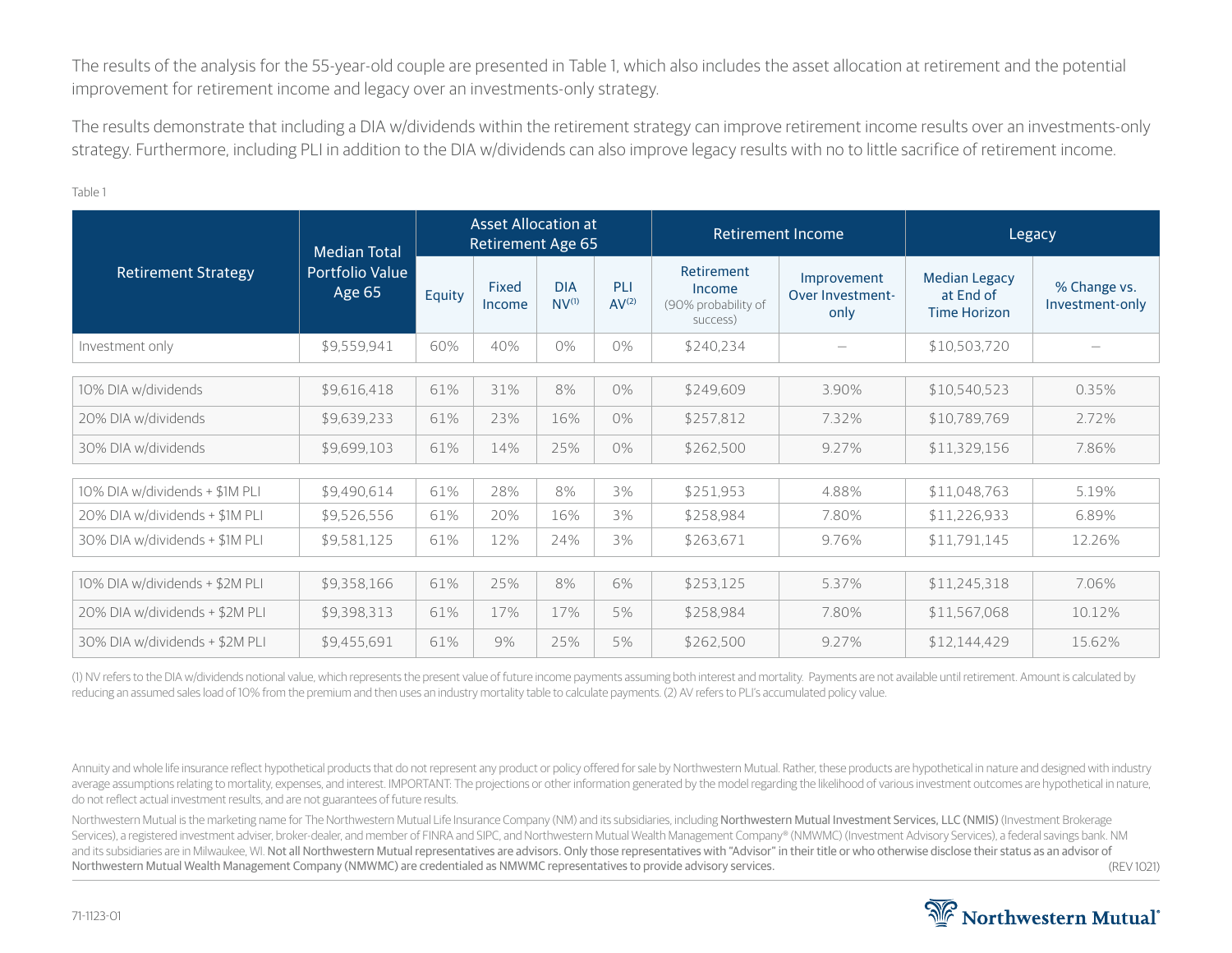The results of the analysis for the 55-year-old couple are presented in Table 1, which also includes the asset allocation at retirement and the potential improvement for retirement income and legacy over an investments-only strategy.

The results demonstrate that including a DIA w/dividends within the retirement strategy can improve retirement income results over an investments-only strategy. Furthermore, including PLI in addition to the DIA w/dividends can also improve legacy results with no to little sacrifice of retirement income.

Table 1

| Retirement Strategy | Median Total Portfolio Value Age 65 | Asset Allocation at Retirement Age 65 | | | | Retirement Income | | Legacy | |
|---|---|---|---|---|---|---|---|---|---|
| | | Equity | Fixed Income | DIA NV[1] | PLI AV[2] | Retirement Income (90% probability of success) | Improvement Over Investment-only | Median Legacy at End of Time Horizon | % Change vs. Investment-only |
| Investment only | $9,559,941 | 60% | 40% | 0% | 0% | $240,234 | — | $10,503,720 | — |
| 10% DIA w/dividends | $9,616,418 | 61% | 31% | 8% | 0% | $249,609 | 3.90% | $10,540,523 | 0.35% |
| 20% DIA w/dividends | $9,639,233 | 61% | 23% | 16% | 0% | $257,812 | 7.32% | $10,789,769 | 2.72% |
| 30% DIA w/dividends | $9,699,103 | 61% | 14% | 25% | 0% | $262,500 | 9.27% | $11,329,156 | 7.86% |
| 10% DIA w/dividends + $1M PLI | $9,490,614 | 61% | 28% | 8% | 3% | $251,953 | 4.88% | $11,048,763 | 5.19% |
| 20% DIA w/dividends + $1M PLI | $9,526,556 | 61% | 20% | 16% | 3% | $258,984 | 7.80% | $11,226,933 | 6.89% |
| 30% DIA w/dividends + $1M PLI | $9,581,125 | 61% | 12% | 24% | 3% | $263,671 | 9.76% | $11,791,145 | 12.26% |
| 10% DIA w/dividends + $2M PLI | $9,358,166 | 61% | 25% | 8% | 6% | $253,125 | 5.37% | $11,245,318 | 7.06% |
| 20% DIA w/dividends + $2M PLI | $9,398,313 | 61% | 17% | 17% | 5% | $258,984 | 7.80% | $11,567,068 | 10.12% |
| 30% DIA w/dividends + $2M PLI | $9,455,691 | 61% | 9% | 25% | 5% | $262,500 | 9.27% | $12,144,429 | 15.62% |

(1) NV refers to the DIA w/dividends notional value, which represents the present value of future income payments assuming both interest and mortality. Payments are not available until retirement. Amount is calculated by reducing an assumed sales load of 10% from the premium and then uses an industry mortality table to calculate payments. (2) AV refers to PLI's accumulated policy value.

Annuity and whole life insurance reflect hypothetical products that do not represent any product or policy offered for sale by Northwestern Mutual. Rather, these products are hypothetical in nature and designed with industry average assumptions relating to mortality, expenses, and interest. IMPORTANT: The projections or other information generated by the model regarding the likelihood of various investment outcomes are hypothetical in nature, do not reflect actual investment results, and are not guarantees of future results.

Northwestern Mutual is the marketing name for The Northwestern Mutual Life Insurance Company (NM) and its subsidiaries, including Northwestern Mutual Investment Services, LLC (NMIS) (Investment Brokerage Services), a registered investment adviser, broker-dealer, and member of FINRA and SIPC, and Northwestern Mutual Wealth Management Company® (NMWMC) (Investment Advisory Services), a federal savings bank. NM and its subsidiaries are in Milwaukee, WI. Not all Northwestern Mutual representatives are advisors. Only those representatives with "Advisor" in their title or who otherwise disclose their status as an advisor of Northwestern Mutual Wealth Management Company (NMWMC) are credentialed as NMWMC representatives to provide advisory services. (REV 1021)

71-1123-01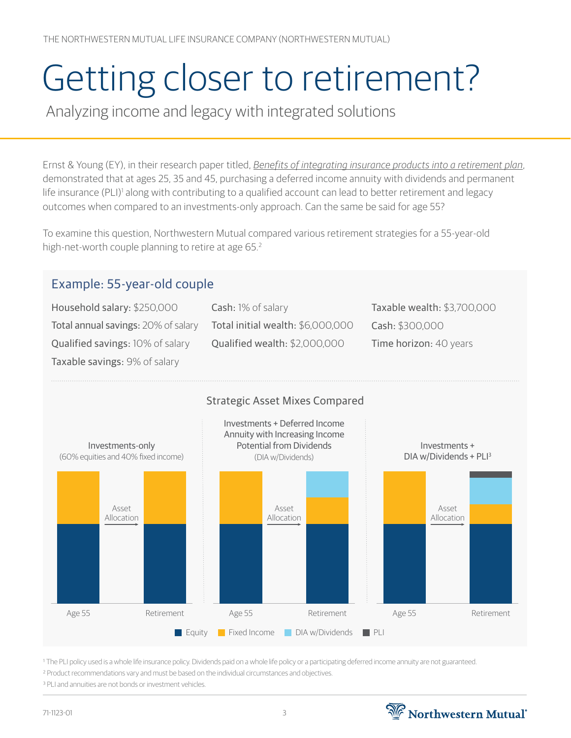THE NORTHWESTERN MUTUAL LIFE INSURANCE COMPANY (NORTHWESTERN MUTUAL)

# Getting closer to retirement?

Analyzing income and legacy with integrated solutions

Ernst & Young (EY), in their research paper titled, *Benefits of integrating insurance products into a retirement plan*, demonstrated that at ages 25, 35 and 45, purchasing a deferred income annuity with dividends and permanent life insurance (PLI)[1] along with contributing to a qualified account can lead to better retirement and legacy outcomes when compared to an investments-only approach. Can the same be said for age 55?

To examine this question, Northwestern Mutual compared various retirement strategies for a 55-year-old high-net-worth couple planning to retire at age 65.[2]

## Example: 55-year-old couple

Household salary: $250,000
Total annual savings: 20% of salary
Qualified savings: 10% of salary
Taxable savings: 9% of salary
Cash: 1% of salary
Total initial wealth: $6,000,000
Qualified wealth: $2,000,000
Taxable wealth: $3,700,000
Cash: $300,000
Time horizon: 40 years

### Strategic Asset Mixes Compared

Investments-only (60% equities and 40% fixed income)

Age 55 → Asset Allocation → Retirement

Investments + Deferred Income Annuity with Increasing Income Potential from Dividends (DIA w/Dividends)

Age 55 → Asset Allocation → Retirement

Investments + DIA w/Dividends + PLI[3]

Age 55 → Asset Allocation → Retirement

Equity | Fixed Income | DIA w/Dividends | PLI

[1] The PLI policy used is a whole life insurance policy. Dividends paid on a whole life policy or a participating deferred income annuity are not guaranteed.

[2] Product recommendations vary and must be based on the individual circumstances and objectives.

[3] PLI and annuities are not bonds or investment vehicles.

71-1123-01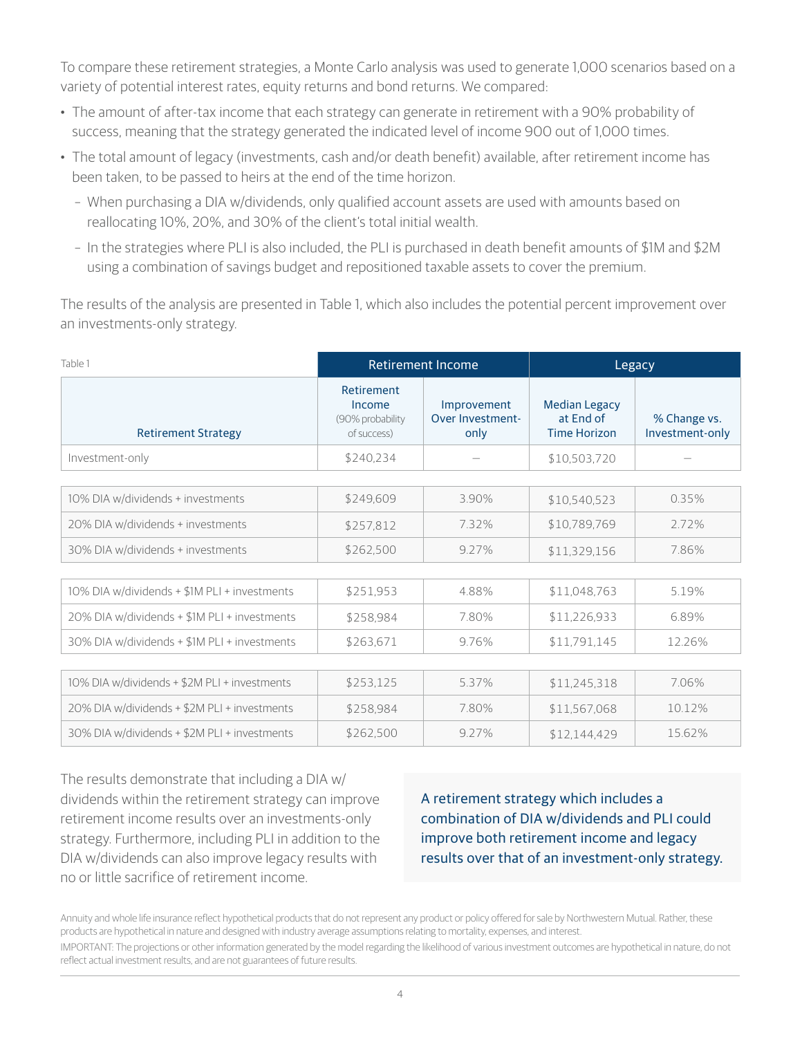To compare these retirement strategies, a Monte Carlo analysis was used to generate 1,000 scenarios based on a variety of potential interest rates, equity returns and bond returns. We compared:

- The amount of after-tax income that each strategy can generate in retirement with a 90% probability of success, meaning that the strategy generated the indicated level of income 900 out of 1,000 times.
- The total amount of legacy (investments, cash and/or death benefit) available, after retirement income has been taken, to be passed to heirs at the end of the time horizon.
  - When purchasing a DIA w/dividends, only qualified account assets are used with amounts based on reallocating 10%, 20%, and 30% of the client's total initial wealth.
  - In the strategies where PLI is also included, the PLI is purchased in death benefit amounts of $1M and $2M using a combination of savings budget and repositioned taxable assets to cover the premium.

The results of the analysis are presented in Table 1, which also includes the potential percent improvement over an investments-only strategy.

Table 1

| | Retirement Income | | Legacy | |
|---|---|---|---|---|
| Retirement Strategy | Retirement Income (90% probability of success) | Improvement Over Investment-only | Median Legacy at End of Time Horizon | % Change vs. Investment-only |
| Investment-only | $240,234 | — | $10,503,720 | — |
| 10% DIA w/dividends + investments | $249,609 | 3.90% | $10,540,523 | 0.35% |
| 20% DIA w/dividends + investments | $257,812 | 7.32% | $10,789,769 | 2.72% |
| 30% DIA w/dividends + investments | $262,500 | 9.27% | $11,329,156 | 7.86% |
| 10% DIA w/dividends + $1M PLI + investments | $251,953 | 4.88% | $11,048,763 | 5.19% |
| 20% DIA w/dividends + $1M PLI + investments | $258,984 | 7.80% | $11,226,933 | 6.89% |
| 30% DIA w/dividends + $1M PLI + investments | $263,671 | 9.76% | $11,791,145 | 12.26% |
| 10% DIA w/dividends + $2M PLI + investments | $253,125 | 5.37% | $11,245,318 | 7.06% |
| 20% DIA w/dividends + $2M PLI + investments | $258,984 | 7.80% | $11,567,068 | 10.12% |
| 30% DIA w/dividends + $2M PLI + investments | $262,500 | 9.27% | $12,144,429 | 15.62% |

The results demonstrate that including a DIA w/dividends within the retirement strategy can improve retirement income results over an investments-only strategy. Furthermore, including PLI in addition to the DIA w/dividends can also improve legacy results with no or little sacrifice of retirement income.

A retirement strategy which includes a combination of DIA w/dividends and PLI could improve both retirement income and legacy results over that of an investment-only strategy.

Annuity and whole life insurance reflect hypothetical products that do not represent any product or policy offered for sale by Northwestern Mutual. Rather, these products are hypothetical in nature and designed with industry average assumptions relating to mortality, expenses, and interest.

IMPORTANT: The projections or other information generated by the model regarding the likelihood of various investment outcomes are hypothetical in nature, do not reflect actual investment results, and are not guarantees of future results.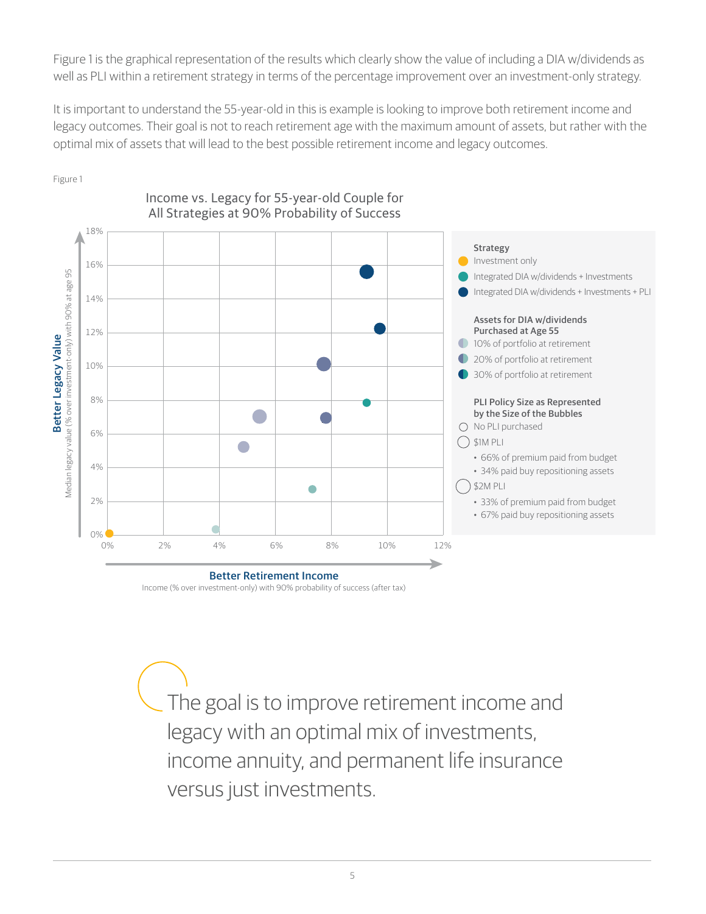Figure 1 is the graphical representation of the results which clearly show the value of including a DIA w/dividends as well as PLI within a retirement strategy in terms of the percentage improvement over an investment-only strategy.

It is important to understand the 55-year-old in this is example is looking to improve both retirement income and legacy outcomes. Their goal is not to reach retirement age with the maximum amount of assets, but rather with the optimal mix of assets that will lead to the best possible retirement income and legacy outcomes.

Figure 1

**Income vs. Legacy for 55-year-old Couple for All Strategies at 90% Probability of Success**

Y-axis: **Better Legacy Value** — Median legacy value (% over investment-only) with 90% at age 95 (0% to 18%)

X-axis: **Better Retirement Income** — Income (% over investment-only) with 90% probability of success (after tax) (0% to 12%)

**Strategy**
- Investment only
- Integrated DIA w/dividends + Investments
- Integrated DIA w/dividends + Investments + PLI

**Assets for DIA w/dividends Purchased at Age 55**
- 10% of portfolio at retirement
- 20% of portfolio at retirement
- 30% of portfolio at retirement

**PLI Policy Size as Represented by the Size of the Bubbles**
- No PLI purchased
- $1M PLI
  - 66% of premium paid from budget
  - 34% paid buy repositioning assets
- $2M PLI
  - 33% of premium paid from budget
  - 67% paid buy repositioning assets

The goal is to improve retirement income and legacy with an optimal mix of investments, income annuity, and permanent life insurance versus just investments.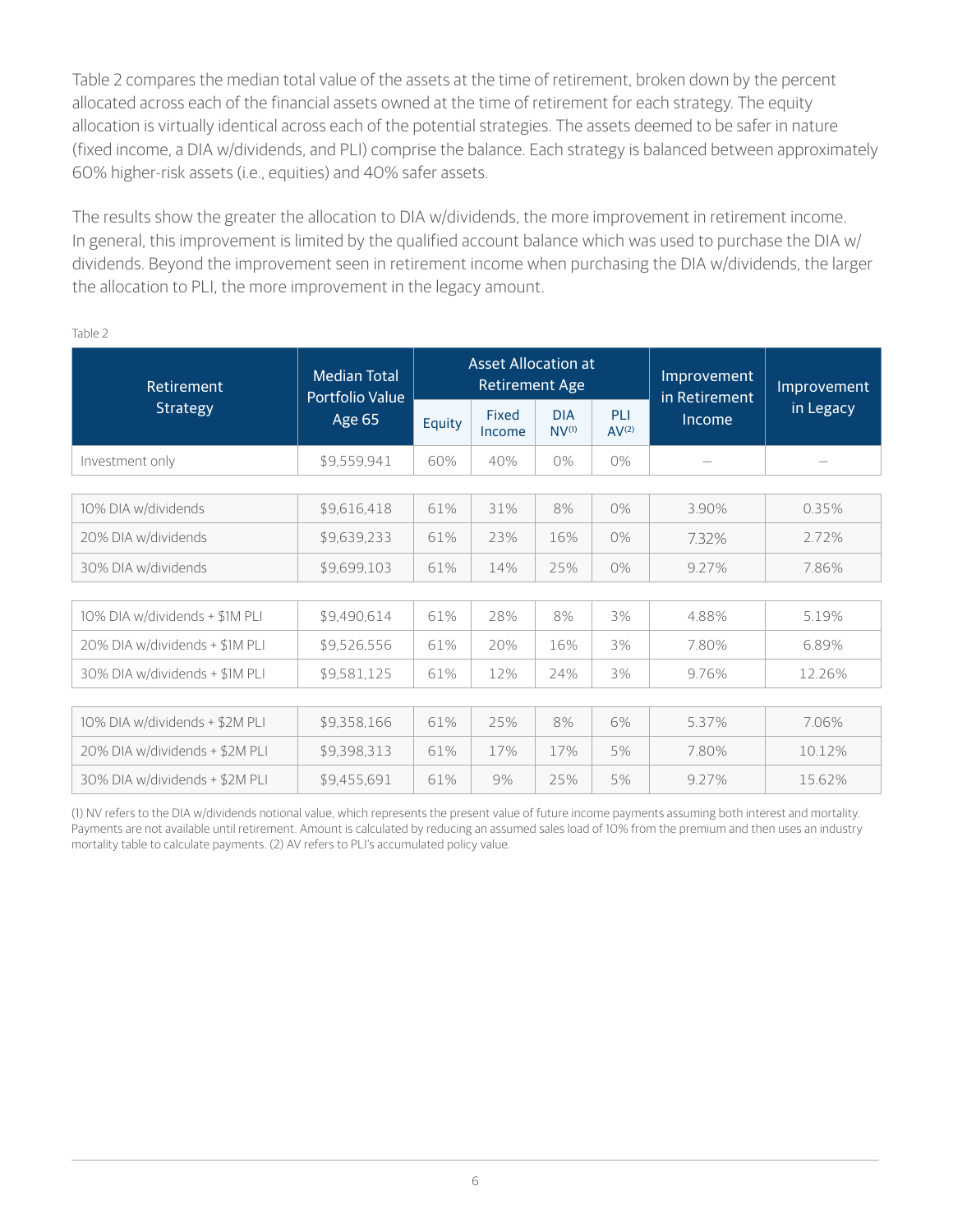Table 2 compares the median total value of the assets at the time of retirement, broken down by the percent allocated across each of the financial assets owned at the time of retirement for each strategy. The equity allocation is virtually identical across each of the potential strategies. The assets deemed to be safer in nature (fixed income, a DIA w/dividends, and PLI) comprise the balance. Each strategy is balanced between approximately 60% higher-risk assets (i.e., equities) and 40% safer assets.

The results show the greater the allocation to DIA w/dividends, the more improvement in retirement income. In general, this improvement is limited by the qualified account balance which was used to purchase the DIA w/dividends. Beyond the improvement seen in retirement income when purchasing the DIA w/dividends, the larger the allocation to PLI, the more improvement in the legacy amount.

Table 2

| Retirement Strategy | Median Total Portfolio Value Age 65 | Asset Allocation at Retirement Age | | | | Improvement in Retirement Income | Improvement in Legacy |
|---|---|---|---|---|---|---|---|
| | | Equity | Fixed Income | DIA NV[1] | PLI AV[2] | | |
| Investment only | $9,559,941 | 60% | 40% | 0% | 0% | – | – |
| 10% DIA w/dividends | $9,616,418 | 61% | 31% | 8% | 0% | 3.90% | 0.35% |
| 20% DIA w/dividends | $9,639,233 | 61% | 23% | 16% | 0% | 7.32% | 2.72% |
| 30% DIA w/dividends | $9,699,103 | 61% | 14% | 25% | 0% | 9.27% | 7.86% |
| 10% DIA w/dividends + $1M PLI | $9,490,614 | 61% | 28% | 8% | 3% | 4.88% | 5.19% |
| 20% DIA w/dividends + $1M PLI | $9,526,556 | 61% | 20% | 16% | 3% | 7.80% | 6.89% |
| 30% DIA w/dividends + $1M PLI | $9,581,125 | 61% | 12% | 24% | 3% | 9.76% | 12.26% |
| 10% DIA w/dividends + $2M PLI | $9,358,166 | 61% | 25% | 8% | 6% | 5.37% | 7.06% |
| 20% DIA w/dividends + $2M PLI | $9,398,313 | 61% | 17% | 17% | 5% | 7.80% | 10.12% |
| 30% DIA w/dividends + $2M PLI | $9,455,691 | 61% | 9% | 25% | 5% | 9.27% | 15.62% |

(1) NV refers to the DIA w/dividends notional value, which represents the present value of future income payments assuming both interest and mortality. Payments are not available until retirement. Amount is calculated by reducing an assumed sales load of 10% from the premium and then uses an industry mortality table to calculate payments. (2) AV refers to PLI's accumulated policy value.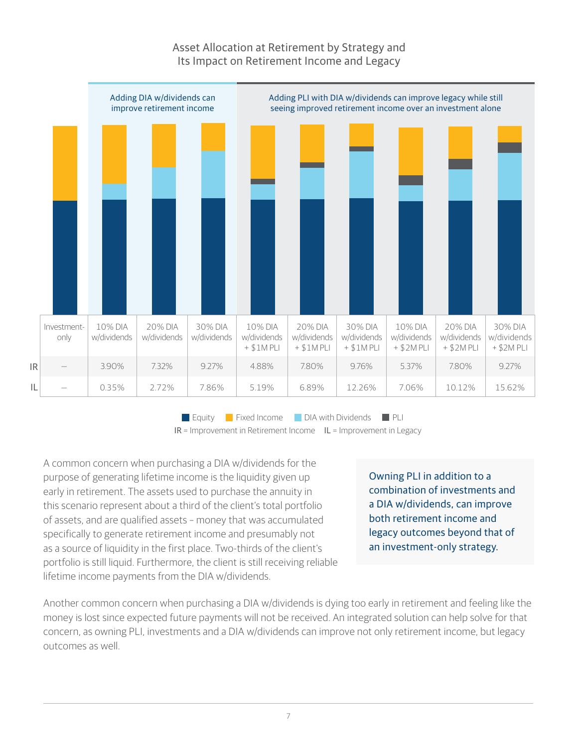## Asset Allocation at Retirement by Strategy and Its Impact on Retirement Income and Legacy

Adding DIA w/dividends can improve retirement income

Adding PLI with DIA w/dividends can improve legacy while still seeing improved retirement income over an investment alone

| | Investment-only | 10% DIA w/dividends | 20% DIA w/dividends | 30% DIA w/dividends | 10% DIA w/dividends + $1M PLI | 20% DIA w/dividends + $1M PLI | 30% DIA w/dividends + $1M PLI | 10% DIA w/dividends + $2M PLI | 20% DIA w/dividends + $2M PLI | 30% DIA w/dividends + $2M PLI |
|---|---|---|---|---|---|---|---|---|---|---|
| IR | – | 3.90% | 7.32% | 9.27% | 4.88% | 7.80% | 9.76% | 5.37% | 7.80% | 9.27% |
| IL | – | 0.35% | 2.72% | 7.86% | 5.19% | 6.89% | 12.26% | 7.06% | 10.12% | 15.62% |

Equity · Fixed Income · DIA with Dividends · PLI

IR = Improvement in Retirement Income IL = Improvement in Legacy

A common concern when purchasing a DIA w/dividends for the purpose of generating lifetime income is the liquidity given up early in retirement. The assets used to purchase the annuity in this scenario represent about a third of the client's total portfolio of assets, and are qualified assets – money that was accumulated specifically to generate retirement income and presumably not as a source of liquidity in the first place. Two-thirds of the client's portfolio is still liquid. Furthermore, the client is still receiving reliable lifetime income payments from the DIA w/dividends.

Owning PLI in addition to a combination of investments and a DIA w/dividends, can improve both retirement income and legacy outcomes beyond that of an investment-only strategy.

Another common concern when purchasing a DIA w/dividends is dying too early in retirement and feeling like the money is lost since expected future payments will not be received. An integrated solution can help solve for that concern, as owning PLI, investments and a DIA w/dividends can improve not only retirement income, but legacy outcomes as well.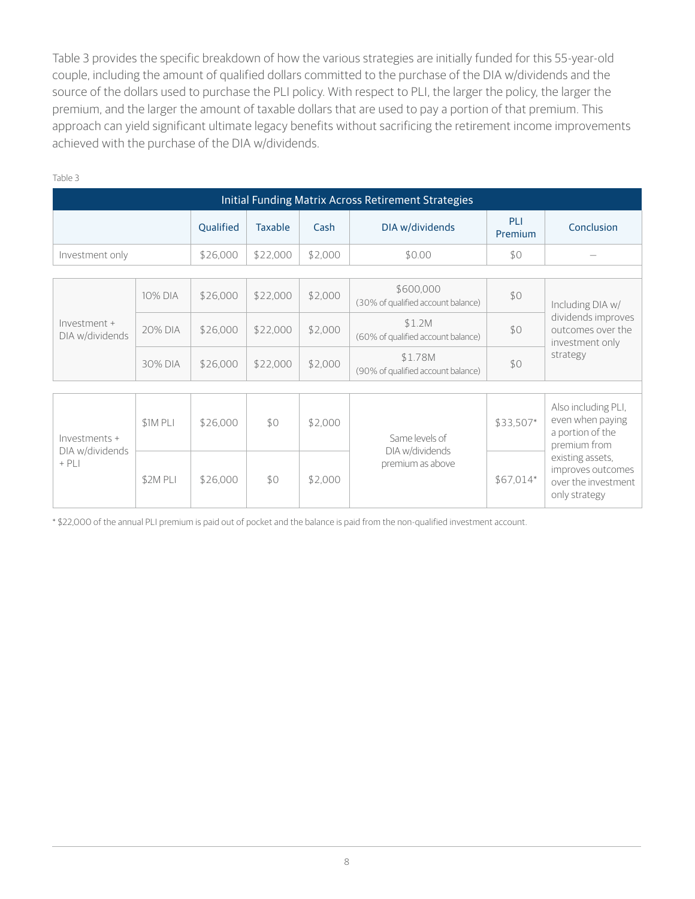Table 3 provides the specific breakdown of how the various strategies are initially funded for this 55-year-old couple, including the amount of qualified dollars committed to the purchase of the DIA w/dividends and the source of the dollars used to purchase the PLI policy. With respect to PLI, the larger the policy, the larger the premium, and the larger the amount of taxable dollars that are used to pay a portion of that premium. This approach can yield significant ultimate legacy benefits without sacrificing the retirement income improvements achieved with the purchase of the DIA w/dividends.

Table 3

| Initial Funding Matrix Across Retirement Strategies | | | | | | | |
|---|---|---|---|---|---|---|---|
| | | Qualified | Taxable | Cash | DIA w/dividends | PLI Premium | Conclusion |
| Investment only | | $26,000 | $22,000 | $2,000 | $0.00 | $0 | — |
| Investment + DIA w/dividends | 10% DIA | $26,000 | $22,000 | $2,000 | $600,000 (30% of qualified account balance) | $0 | Including DIA w/ dividends improves outcomes over the investment only strategy |
| | 20% DIA | $26,000 | $22,000 | $2,000 | $1.2M (60% of qualified account balance) | $0 | |
| | 30% DIA | $26,000 | $22,000 | $2,000 | $1.78M (90% of qualified account balance) | $0 | |
| Investments + DIA w/dividends + PLI | $1M PLI | $26,000 | $0 | $2,000 | Same levels of DIA w/dividends premium as above | $33,507* | Also including PLI, even when paying a portion of the premium from existing assets, improves outcomes over the investment only strategy |
| | $2M PLI | $26,000 | $0 | $2,000 | | $67,014* | |

* $22,000 of the annual PLI premium is paid out of pocket and the balance is paid from the non-qualified investment account.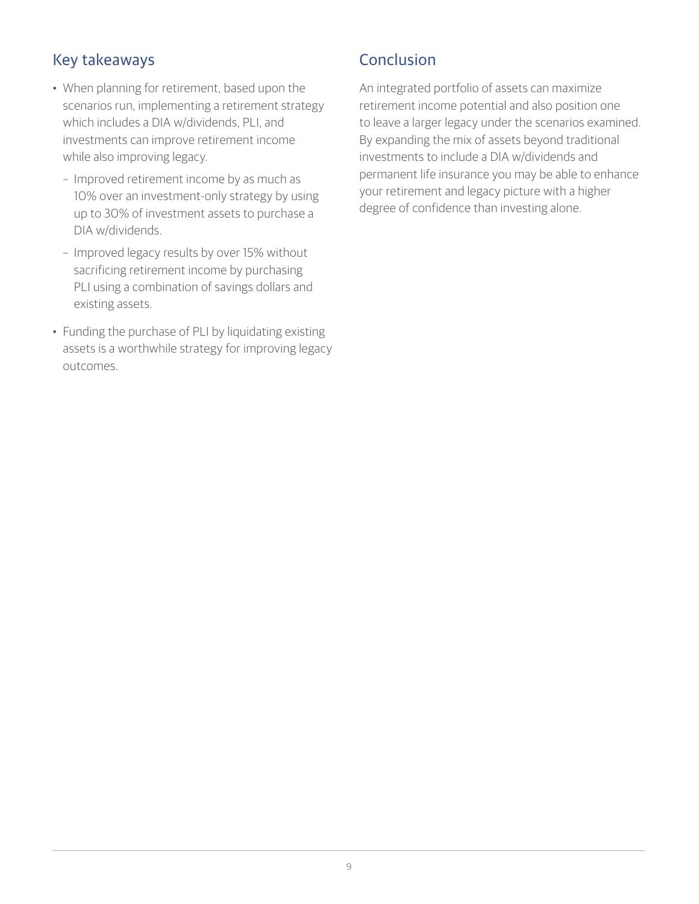## Key takeaways

- When planning for retirement, based upon the scenarios run, implementing a retirement strategy which includes a DIA w/dividends, PLI, and investments can improve retirement income while also improving legacy.
  - Improved retirement income by as much as 10% over an investment-only strategy by using up to 30% of investment assets to purchase a DIA w/dividends.
  - Improved legacy results by over 15% without sacrificing retirement income by purchasing PLI using a combination of savings dollars and existing assets.
- Funding the purchase of PLI by liquidating existing assets is a worthwhile strategy for improving legacy outcomes.

## Conclusion

An integrated portfolio of assets can maximize retirement income potential and also position one to leave a larger legacy under the scenarios examined. By expanding the mix of assets beyond traditional investments to include a DIA w/dividends and permanent life insurance you may be able to enhance your retirement and legacy picture with a higher degree of confidence than investing alone.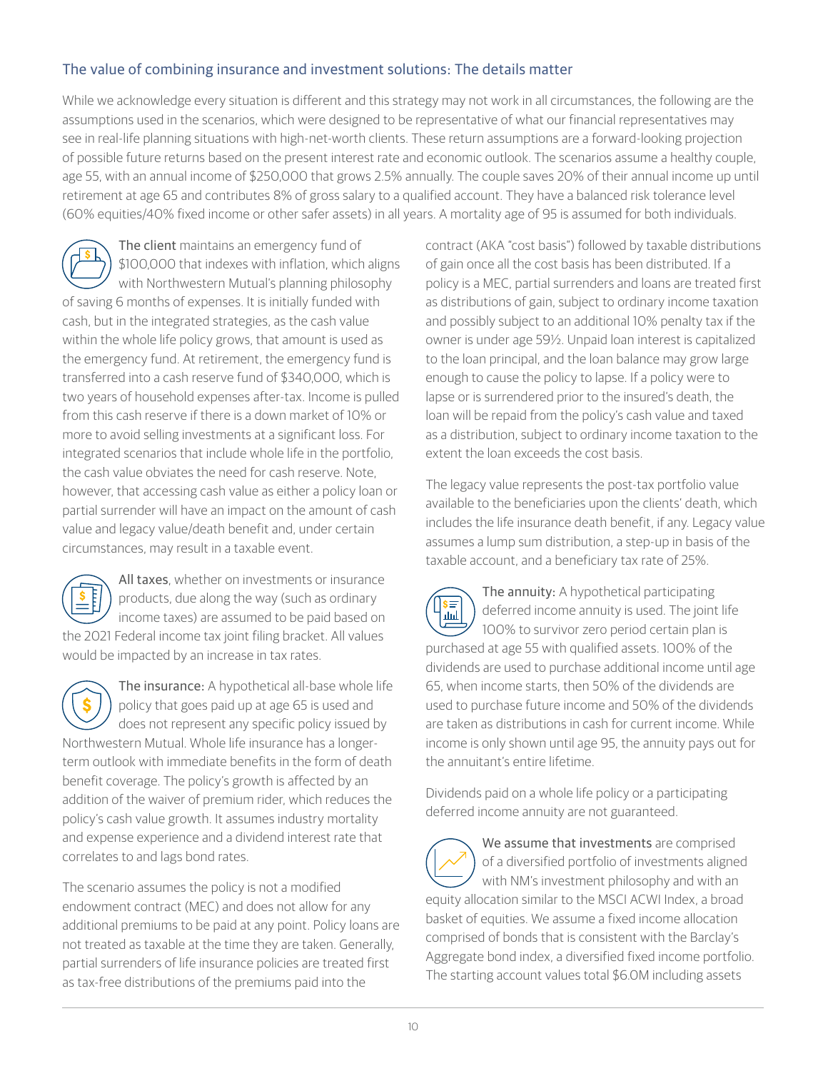## The value of combining insurance and investment solutions: The details matter

While we acknowledge every situation is different and this strategy may not work in all circumstances, the following are the assumptions used in the scenarios, which were designed to be representative of what our financial representatives may see in real-life planning situations with high-net-worth clients. These return assumptions are a forward-looking projection of possible future returns based on the present interest rate and economic outlook. The scenarios assume a healthy couple, age 55, with an annual income of $250,000 that grows 2.5% annually. The couple saves 20% of their annual income up until retirement at age 65 and contributes 8% of gross salary to a qualified account. They have a balanced risk tolerance level (60% equities/40% fixed income or other safer assets) in all years. A mortality age of 95 is assumed for both individuals.

**The client** maintains an emergency fund of $100,000 that indexes with inflation, which aligns with Northwestern Mutual's planning philosophy of saving 6 months of expenses. It is initially funded with cash, but in the integrated strategies, as the cash value within the whole life policy grows, that amount is used as the emergency fund. At retirement, the emergency fund is transferred into a cash reserve fund of $340,000, which is two years of household expenses after-tax. Income is pulled from this cash reserve if there is a down market of 10% or more to avoid selling investments at a significant loss. For integrated scenarios that include whole life in the portfolio, the cash value obviates the need for cash reserve. Note, however, that accessing cash value as either a policy loan or partial surrender will have an impact on the amount of cash value and legacy value/death benefit and, under certain circumstances, may result in a taxable event.

**All taxes**, whether on investments or insurance products, due along the way (such as ordinary income taxes) are assumed to be paid based on the 2021 Federal income tax joint filing bracket. All values would be impacted by an increase in tax rates.

**The insurance:** A hypothetical all-base whole life policy that goes paid up at age 65 is used and does not represent any specific policy issued by Northwestern Mutual. Whole life insurance has a longer-term outlook with immediate benefits in the form of death benefit coverage. The policy's growth is affected by an addition of the waiver of premium rider, which reduces the policy's cash value growth. It assumes industry mortality and expense experience and a dividend interest rate that correlates to and lags bond rates.

The scenario assumes the policy is not a modified endowment contract (MEC) and does not allow for any additional premiums to be paid at any point. Policy loans are not treated as taxable at the time they are taken. Generally, partial surrenders of life insurance policies are treated first as tax-free distributions of the premiums paid into the contract (AKA "cost basis") followed by taxable distributions of gain once all the cost basis has been distributed. If a policy is a MEC, partial surrenders and loans are treated first as distributions of gain, subject to ordinary income taxation and possibly subject to an additional 10% penalty tax if the owner is under age 59½. Unpaid loan interest is capitalized to the loan principal, and the loan balance may grow large enough to cause the policy to lapse. If a policy were to lapse or is surrendered prior to the insured's death, the loan will be repaid from the policy's cash value and taxed as a distribution, subject to ordinary income taxation to the extent the loan exceeds the cost basis.

The legacy value represents the post-tax portfolio value available to the beneficiaries upon the clients' death, which includes the life insurance death benefit, if any. Legacy value assumes a lump sum distribution, a step-up in basis of the taxable account, and a beneficiary tax rate of 25%.

**The annuity:** A hypothetical participating deferred income annuity is used. The joint life 100% to survivor zero period certain plan is purchased at age 55 with qualified assets. 100% of the dividends are used to purchase additional income until age 65, when income starts, then 50% of the dividends are used to purchase future income and 50% of the dividends are taken as distributions in cash for current income. While income is only shown until age 95, the annuity pays out for the annuitant's entire lifetime.

Dividends paid on a whole life policy or a participating deferred income annuity are not guaranteed.

**We assume that investments** are comprised of a diversified portfolio of investments aligned with NM's investment philosophy and with an equity allocation similar to the MSCI ACWI Index, a broad basket of equities. We assume a fixed income allocation comprised of bonds that is consistent with the Barclay's Aggregate bond index, a diversified fixed income portfolio. The starting account values total $6.0M including assets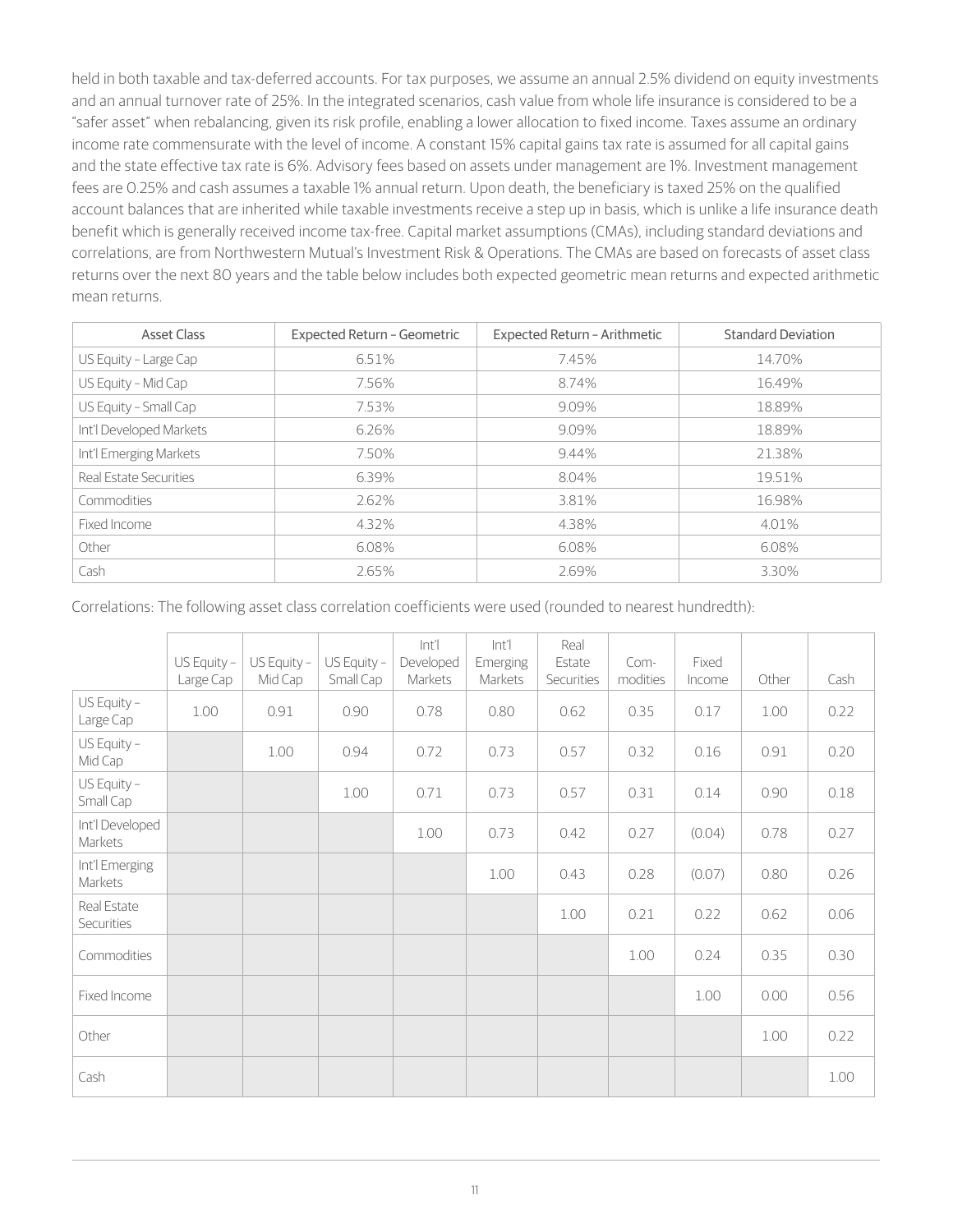held in both taxable and tax-deferred accounts. For tax purposes, we assume an annual 2.5% dividend on equity investments and an annual turnover rate of 25%. In the integrated scenarios, cash value from whole life insurance is considered to be a "safer asset" when rebalancing, given its risk profile, enabling a lower allocation to fixed income. Taxes assume an ordinary income rate commensurate with the level of income. A constant 15% capital gains tax rate is assumed for all capital gains and the state effective tax rate is 6%. Advisory fees based on assets under management are 1%. Investment management fees are 0.25% and cash assumes a taxable 1% annual return. Upon death, the beneficiary is taxed 25% on the qualified account balances that are inherited while taxable investments receive a step up in basis, which is unlike a life insurance death benefit which is generally received income tax-free. Capital market assumptions (CMAs), including standard deviations and correlations, are from Northwestern Mutual's Investment Risk & Operations. The CMAs are based on forecasts of asset class returns over the next 80 years and the table below includes both expected geometric mean returns and expected arithmetic mean returns.

| Asset Class | Expected Return – Geometric | Expected Return – Arithmetic | Standard Deviation |
|---|---|---|---|
| US Equity – Large Cap | 6.51% | 7.45% | 14.70% |
| US Equity – Mid Cap | 7.56% | 8.74% | 16.49% |
| US Equity – Small Cap | 7.53% | 9.09% | 18.89% |
| Int'l Developed Markets | 6.26% | 9.09% | 18.89% |
| Int'l Emerging Markets | 7.50% | 9.44% | 21.38% |
| Real Estate Securities | 6.39% | 8.04% | 19.51% |
| Commodities | 2.62% | 3.81% | 16.98% |
| Fixed Income | 4.32% | 4.38% | 4.01% |
| Other | 6.08% | 6.08% | 6.08% |
| Cash | 2.65% | 2.69% | 3.30% |

Correlations: The following asset class correlation coefficients were used (rounded to nearest hundredth):

| | US Equity – Large Cap | US Equity – Mid Cap | US Equity – Small Cap | Int'l Developed Markets | Int'l Emerging Markets | Real Estate Securities | Com-modities | Fixed Income | Other | Cash |
|---|---|---|---|---|---|---|---|---|---|---|
| US Equity – Large Cap | 1.00 | 0.91 | 0.90 | 0.78 | 0.80 | 0.62 | 0.35 | 0.17 | 1.00 | 0.22 |
| US Equity – Mid Cap | | 1.00 | 0.94 | 0.72 | 0.73 | 0.57 | 0.32 | 0.16 | 0.91 | 0.20 |
| US Equity – Small Cap | | | 1.00 | 0.71 | 0.73 | 0.57 | 0.31 | 0.14 | 0.90 | 0.18 |
| Int'l Developed Markets | | | | 1.00 | 0.73 | 0.42 | 0.27 | (0.04) | 0.78 | 0.27 |
| Int'l Emerging Markets | | | | | 1.00 | 0.43 | 0.28 | (0.07) | 0.80 | 0.26 |
| Real Estate Securities | | | | | | 1.00 | 0.21 | 0.22 | 0.62 | 0.06 |
| Commodities | | | | | | | 1.00 | 0.24 | 0.35 | 0.30 |
| Fixed Income | | | | | | | | 1.00 | 0.00 | 0.56 |
| Other | | | | | | | | | 1.00 | 0.22 |
| Cash | | | | | | | | | | 1.00 |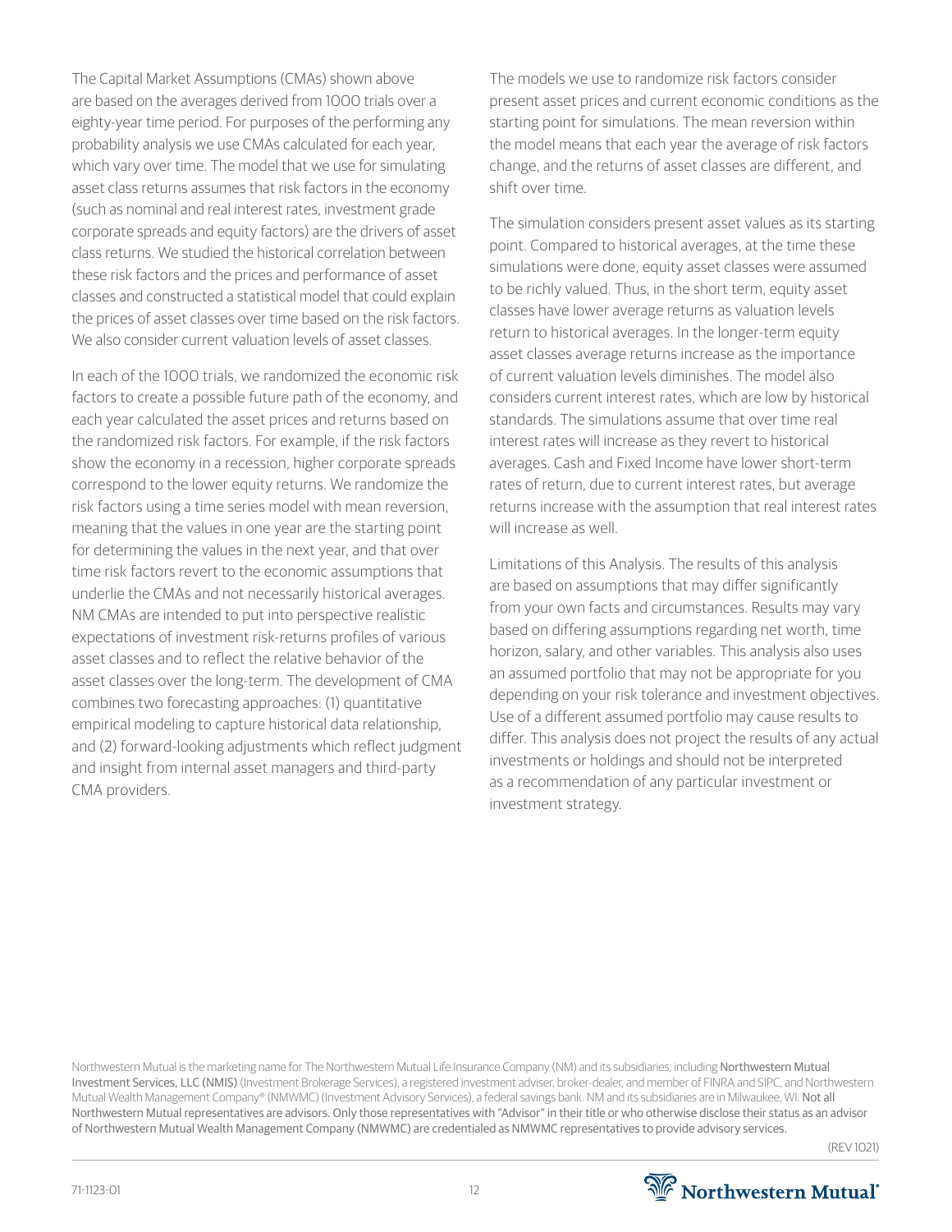The Capital Market Assumptions (CMAs) shown above are based on the averages derived from 1000 trials over a eighty-year time period. For purposes of the performing any probability analysis we use CMAs calculated for each year, which vary over time. The model that we use for simulating asset class returns assumes that risk factors in the economy (such as nominal and real interest rates, investment grade corporate spreads and equity factors) are the drivers of asset class returns. We studied the historical correlation between these risk factors and the prices and performance of asset classes and constructed a statistical model that could explain the prices of asset classes over time based on the risk factors. We also consider current valuation levels of asset classes.

In each of the 1000 trials, we randomized the economic risk factors to create a possible future path of the economy, and each year calculated the asset prices and returns based on the randomized risk factors. For example, if the risk factors show the economy in a recession, higher corporate spreads correspond to the lower equity returns. We randomize the risk factors using a time series model with mean reversion, meaning that the values in one year are the starting point for determining the values in the next year, and that over time risk factors revert to the economic assumptions that underlie the CMAs and not necessarily historical averages. NM CMAs are intended to put into perspective realistic expectations of investment risk-returns profiles of various asset classes and to reflect the relative behavior of the asset classes over the long-term. The development of CMA combines two forecasting approaches: (1) quantitative empirical modeling to capture historical data relationship, and (2) forward-looking adjustments which reflect judgment and insight from internal asset managers and third-party CMA providers.

The models we use to randomize risk factors consider present asset prices and current economic conditions as the starting point for simulations. The mean reversion within the model means that each year the average of risk factors change, and the returns of asset classes are different, and shift over time.

The simulation considers present asset values as its starting point. Compared to historical averages, at the time these simulations were done, equity asset classes were assumed to be richly valued. Thus, in the short term, equity asset classes have lower average returns as valuation levels return to historical averages. In the longer-term equity asset classes average returns increase as the importance of current valuation levels diminishes. The model also considers current interest rates, which are low by historical standards. The simulations assume that over time real interest rates will increase as they revert to historical averages. Cash and Fixed Income have lower short-term rates of return, due to current interest rates, but average returns increase with the assumption that real interest rates will increase as well.

Limitations of this Analysis. The results of this analysis are based on assumptions that may differ significantly from your own facts and circumstances. Results may vary based on differing assumptions regarding net worth, time horizon, salary, and other variables. This analysis also uses an assumed portfolio that may not be appropriate for you depending on your risk tolerance and investment objectives. Use of a different assumed portfolio may cause results to differ. This analysis does not project the results of any actual investments or holdings and should not be interpreted as a recommendation of any particular investment or investment strategy.

Northwestern Mutual is the marketing name for The Northwestern Mutual Life Insurance Company (NM) and its subsidiaries, including **Northwestern Mutual Investment Services, LLC (NMIS)** (Investment Brokerage Services), a registered investment adviser, broker-dealer, and member of FINRA and SIPC, and Northwestern Mutual Wealth Management Company® (NMWMC) (Investment Advisory Services), a federal savings bank. NM and its subsidiaries are in Milwaukee, WI. **Not all Northwestern Mutual representatives are advisors. Only those representatives with "Advisor" in their title or who otherwise disclose their status as an advisor of Northwestern Mutual Wealth Management Company (NMWMC) are credentialed as NMWMC representatives to provide advisory services.**

(REV 1021)

71-1123-01

Northwestern Mutual®